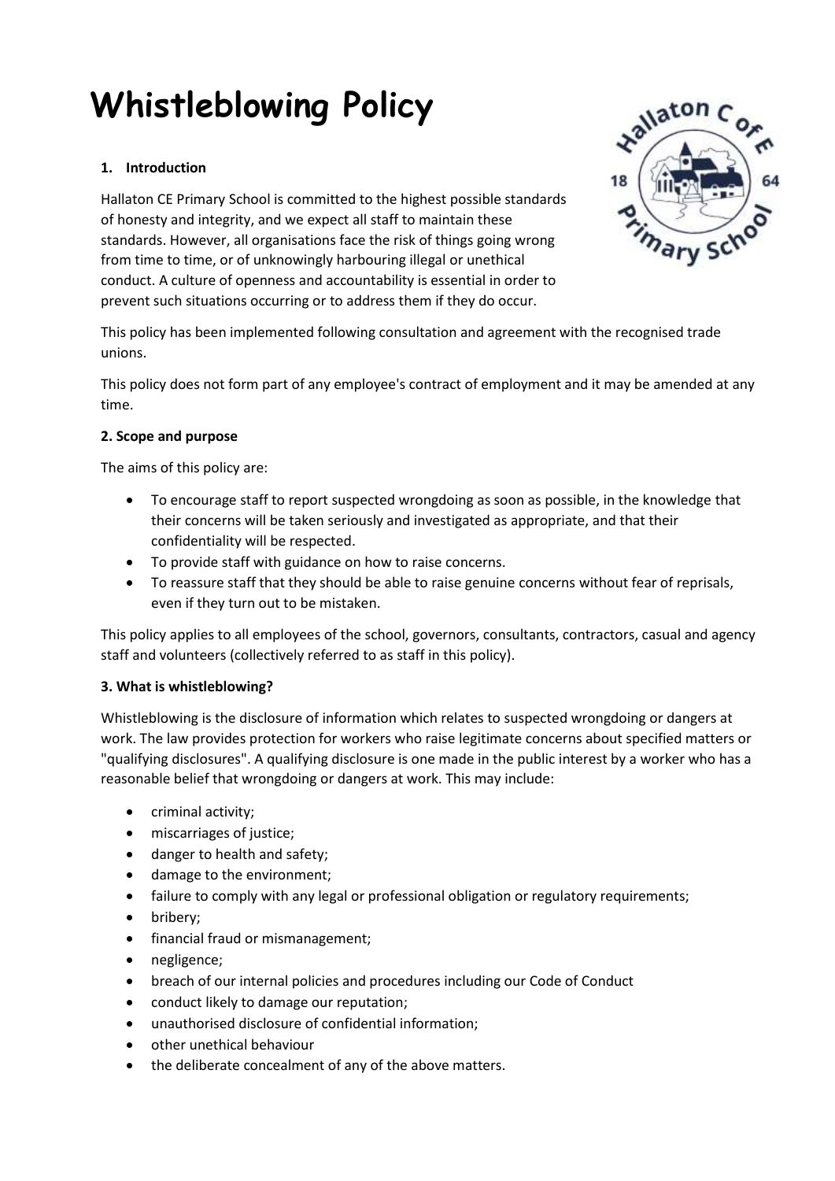# Whistleblowing Policy

### 1. Introduction

Hallaton CE Primary School is committed to the highest possible standards of honesty and integrity, and we expect all staff to maintain these standards. However, all organisations face the risk of things going wrong from time to time, or of unknowingly harbouring illegal or unethical conduct. A culture of openness and accountability is essential in order to prevent such situations occurring or to address them if they do occur.

This policy has been implemented following consultation and agreement with the recognised trade unions.

This policy does not form part of any employee's contract of employment and it may be amended at any time.

### 2. Scope and purpose

The aims of this policy are:

- To encourage staff to report suspected wrongdoing as soon as possible, in the knowledge that their concerns will be taken seriously and investigated as appropriate, and that their confidentiality will be respected.
- To provide staff with guidance on how to raise concerns.
- To reassure staff that they should be able to raise genuine concerns without fear of reprisals, even if they turn out to be mistaken.

This policy applies to all employees of the school, governors, consultants, contractors, casual and agency staff and volunteers (collectively referred to as staff in this policy).

### 3. What is whistleblowing?

Whistleblowing is the disclosure of information which relates to suspected wrongdoing or dangers at work. The law provides protection for workers who raise legitimate concerns about specified matters or "qualifying disclosures". A qualifying disclosure is one made in the public interest by a worker who has a reasonable belief that wrongdoing or dangers at work. This may include:

- criminal activity;
- miscarriages of justice;
- danger to health and safety;
- damage to the environment;
- failure to comply with any legal or professional obligation or regulatory requirements;
- bribery;
- financial fraud or mismanagement;
- negligence;
- breach of our internal policies and procedures including our Code of Conduct
- conduct likely to damage our reputation;
- unauthorised disclosure of confidential information;
- other unethical behaviour
- the deliberate concealment of any of the above matters.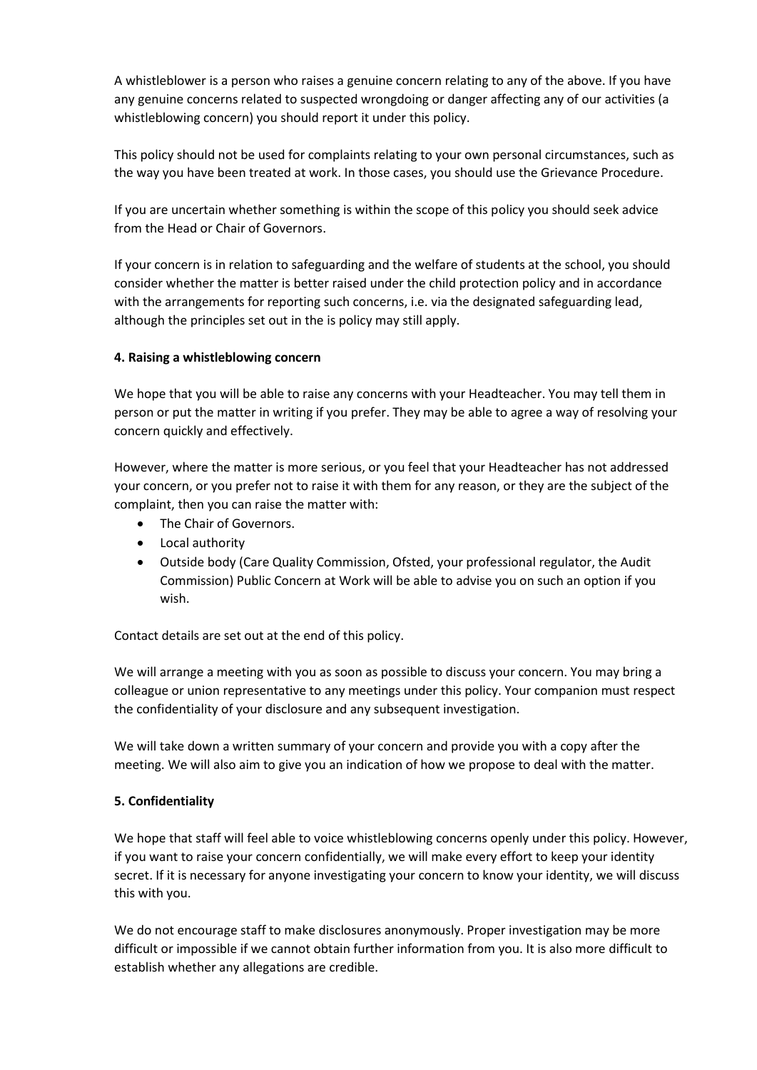A whistleblower is a person who raises a genuine concern relating to any of the above. If you have any genuine concerns related to suspected wrongdoing or danger affecting any of our activities (a whistleblowing concern) you should report it under this policy.

This policy should not be used for complaints relating to your own personal circumstances, such as the way you have been treated at work. In those cases, you should use the Grievance Procedure.

If you are uncertain whether something is within the scope of this policy you should seek advice from the Head or Chair of Governors.

If your concern is in relation to safeguarding and the welfare of students at the school, you should consider whether the matter is better raised under the child protection policy and in accordance with the arrangements for reporting such concerns, i.e. via the designated safeguarding lead, although the principles set out in the is policy may still apply.

**4. Raising a whistleblowing concern**

We hope that you will be able to raise any concerns with your Headteacher. You may tell them in person or put the matter in writing if you prefer. They may be able to agree a way of resolving your concern quickly and effectively.

However, where the matter is more serious, or you feel that your Headteacher has not addressed your concern, or you prefer not to raise it with them for any reason, or they are the subject of the complaint, then you can raise the matter with:

- The Chair of Governors.
- Local authority
- Outside body (Care Quality Commission, Ofsted, your professional regulator, the Audit Commission) Public Concern at Work will be able to advise you on such an option if you wish.

Contact details are set out at the end of this policy.

We will arrange a meeting with you as soon as possible to discuss your concern. You may bring a colleague or union representative to any meetings under this policy. Your companion must respect the confidentiality of your disclosure and any subsequent investigation.

We will take down a written summary of your concern and provide you with a copy after the meeting. We will also aim to give you an indication of how we propose to deal with the matter.

**5. Confidentiality**

We hope that staff will feel able to voice whistleblowing concerns openly under this policy. However, if you want to raise your concern confidentially, we will make every effort to keep your identity secret. If it is necessary for anyone investigating your concern to know your identity, we will discuss this with you.

We do not encourage staff to make disclosures anonymously. Proper investigation may be more difficult or impossible if we cannot obtain further information from you. It is also more difficult to establish whether any allegations are credible.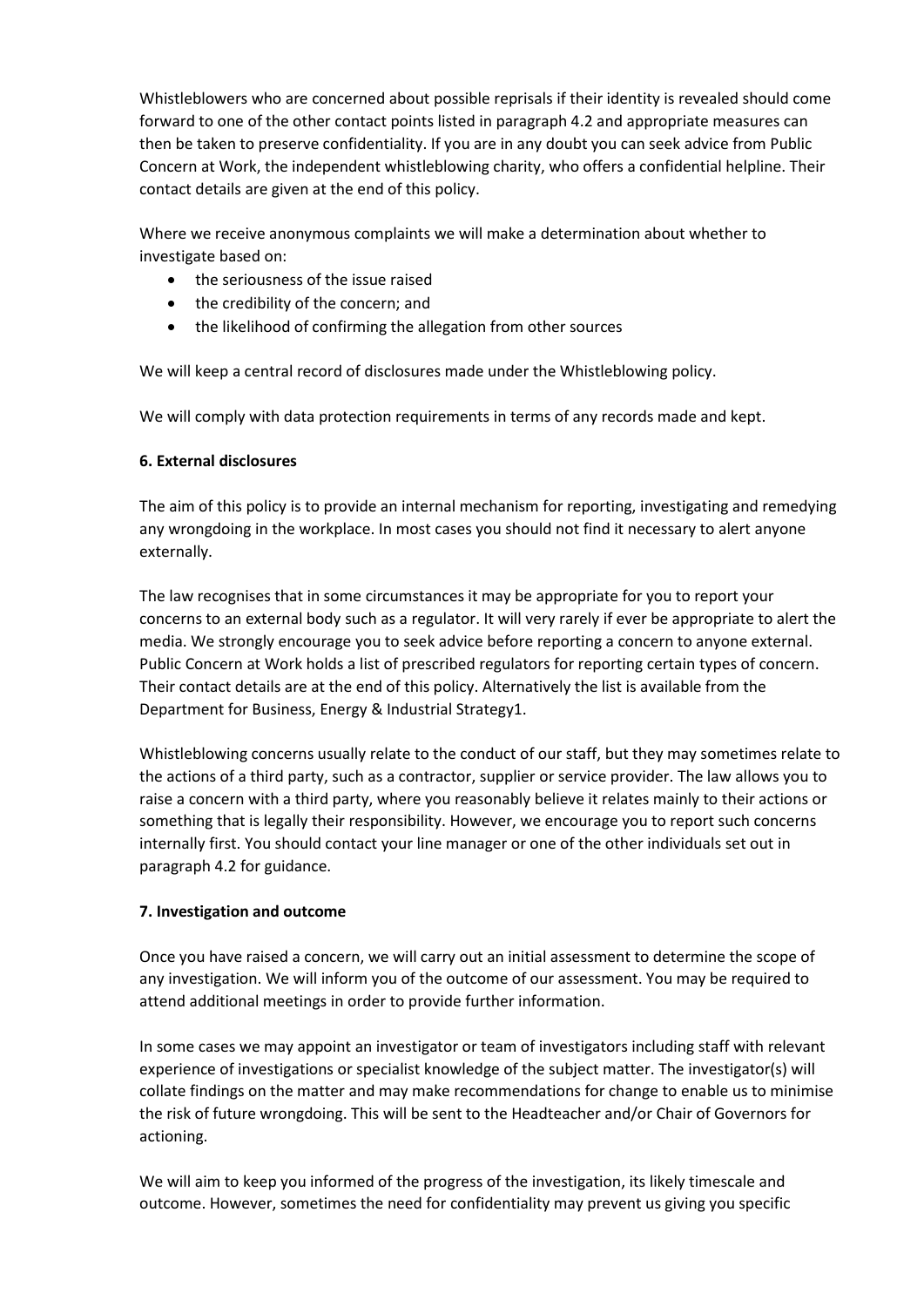Whistleblowers who are concerned about possible reprisals if their identity is revealed should come forward to one of the other contact points listed in paragraph 4.2 and appropriate measures can then be taken to preserve confidentiality. If you are in any doubt you can seek advice from Public Concern at Work, the independent whistleblowing charity, who offers a confidential helpline. Their contact details are given at the end of this policy.

Where we receive anonymous complaints we will make a determination about whether to investigate based on:

- the seriousness of the issue raised
- the credibility of the concern; and
- the likelihood of confirming the allegation from other sources

We will keep a central record of disclosures made under the Whistleblowing policy.

We will comply with data protection requirements in terms of any records made and kept.

**6. External disclosures**

The aim of this policy is to provide an internal mechanism for reporting, investigating and remedying any wrongdoing in the workplace. In most cases you should not find it necessary to alert anyone externally.

The law recognises that in some circumstances it may be appropriate for you to report your concerns to an external body such as a regulator. It will very rarely if ever be appropriate to alert the media. We strongly encourage you to seek advice before reporting a concern to anyone external. Public Concern at Work holds a list of prescribed regulators for reporting certain types of concern. Their contact details are at the end of this policy. Alternatively the list is available from the Department for Business, Energy & Industrial Strategy[1].

Whistleblowing concerns usually relate to the conduct of our staff, but they may sometimes relate to the actions of a third party, such as a contractor, supplier or service provider. The law allows you to raise a concern with a third party, where you reasonably believe it relates mainly to their actions or something that is legally their responsibility. However, we encourage you to report such concerns internally first. You should contact your line manager or one of the other individuals set out in paragraph 4.2 for guidance.

**7. Investigation and outcome**

Once you have raised a concern, we will carry out an initial assessment to determine the scope of any investigation. We will inform you of the outcome of our assessment. You may be required to attend additional meetings in order to provide further information.

In some cases we may appoint an investigator or team of investigators including staff with relevant experience of investigations or specialist knowledge of the subject matter. The investigator(s) will collate findings on the matter and may make recommendations for change to enable us to minimise the risk of future wrongdoing. This will be sent to the Headteacher and/or Chair of Governors for actioning.

We will aim to keep you informed of the progress of the investigation, its likely timescale and outcome. However, sometimes the need for confidentiality may prevent us giving you specific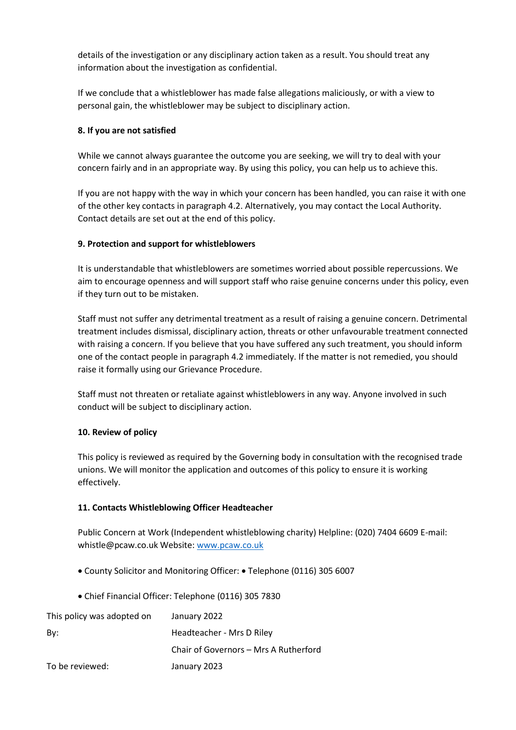details of the investigation or any disciplinary action taken as a result. You should treat any information about the investigation as confidential.

If we conclude that a whistleblower has made false allegations maliciously, or with a view to personal gain, the whistleblower may be subject to disciplinary action.

**8. If you are not satisfied**

While we cannot always guarantee the outcome you are seeking, we will try to deal with your concern fairly and in an appropriate way. By using this policy, you can help us to achieve this.

If you are not happy with the way in which your concern has been handled, you can raise it with one of the other key contacts in paragraph 4.2. Alternatively, you may contact the Local Authority. Contact details are set out at the end of this policy.

**9. Protection and support for whistleblowers**

It is understandable that whistleblowers are sometimes worried about possible repercussions. We aim to encourage openness and will support staff who raise genuine concerns under this policy, even if they turn out to be mistaken.

Staff must not suffer any detrimental treatment as a result of raising a genuine concern. Detrimental treatment includes dismissal, disciplinary action, threats or other unfavourable treatment connected with raising a concern. If you believe that you have suffered any such treatment, you should inform one of the contact people in paragraph 4.2 immediately. If the matter is not remedied, you should raise it formally using our Grievance Procedure.

Staff must not threaten or retaliate against whistleblowers in any way. Anyone involved in such conduct will be subject to disciplinary action.

**10. Review of policy**

This policy is reviewed as required by the Governing body in consultation with the recognised trade unions. We will monitor the application and outcomes of this policy to ensure it is working effectively.

**11. Contacts Whistleblowing Officer Headteacher**

Public Concern at Work (Independent whistleblowing charity) Helpline: (020) 7404 6609 E-mail: whistle@pcaw.co.uk Website: [www.pcaw.co.uk](http://www.pcaw.co.uk)

- County Solicitor and Monitoring Officer: • Telephone (0116) 305 6007
- Chief Financial Officer: Telephone (0116) 305 7830

| | |
|---|---|
| This policy was adopted on | January 2022 |
| By: | Headteacher - Mrs D Riley |
| | Chair of Governors – Mrs A Rutherford |
| To be reviewed: | January 2023 |